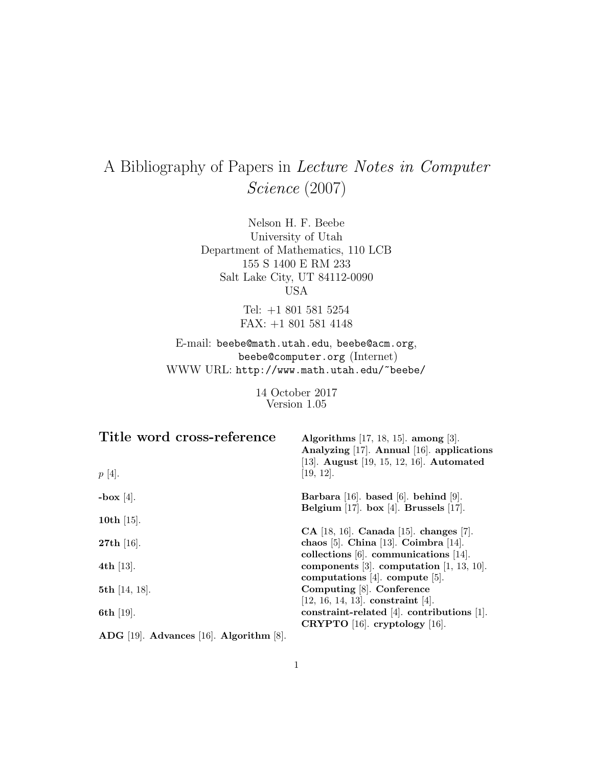# A Bibliography of Papers in *Lecture Notes in Computer Science* (2007)

Nelson H. F. Beebe
University of Utah
Department of Mathematics, 110 LCB
155 S 1400 E RM 233
Salt Lake City, UT 84112-0090
USA

Tel: +1 801 581 5254
FAX: +1 801 581 4148

E-mail: `beebe@math.utah.edu`, `beebe@acm.org`, `beebe@computer.org` (Internet)
WWW URL: `http://www.math.utah.edu/~beebe/`

14 October 2017
Version 1.05

## Title word cross-reference

$p$ [4].

**-box** [4].

**10th** [15].

**27th** [16].

**4th** [13].

**5th** [14, 18].

**6th** [19].

**ADG** [19]. **Advances** [16]. **Algorithm** [8]. **Algorithms** [17, 18, 15]. **among** [3]. **Analyzing** [17]. **Annual** [16]. **applications** [13]. **August** [19, 15, 12, 16]. **Automated** [19, 12].

**Barbara** [16]. **based** [6]. **behind** [9]. **Belgium** [17]. **box** [4]. **Brussels** [17].

**CA** [18, 16]. **Canada** [15]. **changes** [7]. **chaos** [5]. **China** [13]. **Coimbra** [14]. **collections** [6]. **communications** [14]. **components** [3]. **computation** [1, 13, 10]. **computations** [4]. **compute** [5]. **Computing** [8]. **Conference** [12, 16, 14, 13]. **constraint** [4]. **constraint-related** [4]. **contributions** [1]. **CRYPTO** [16]. **cryptology** [16].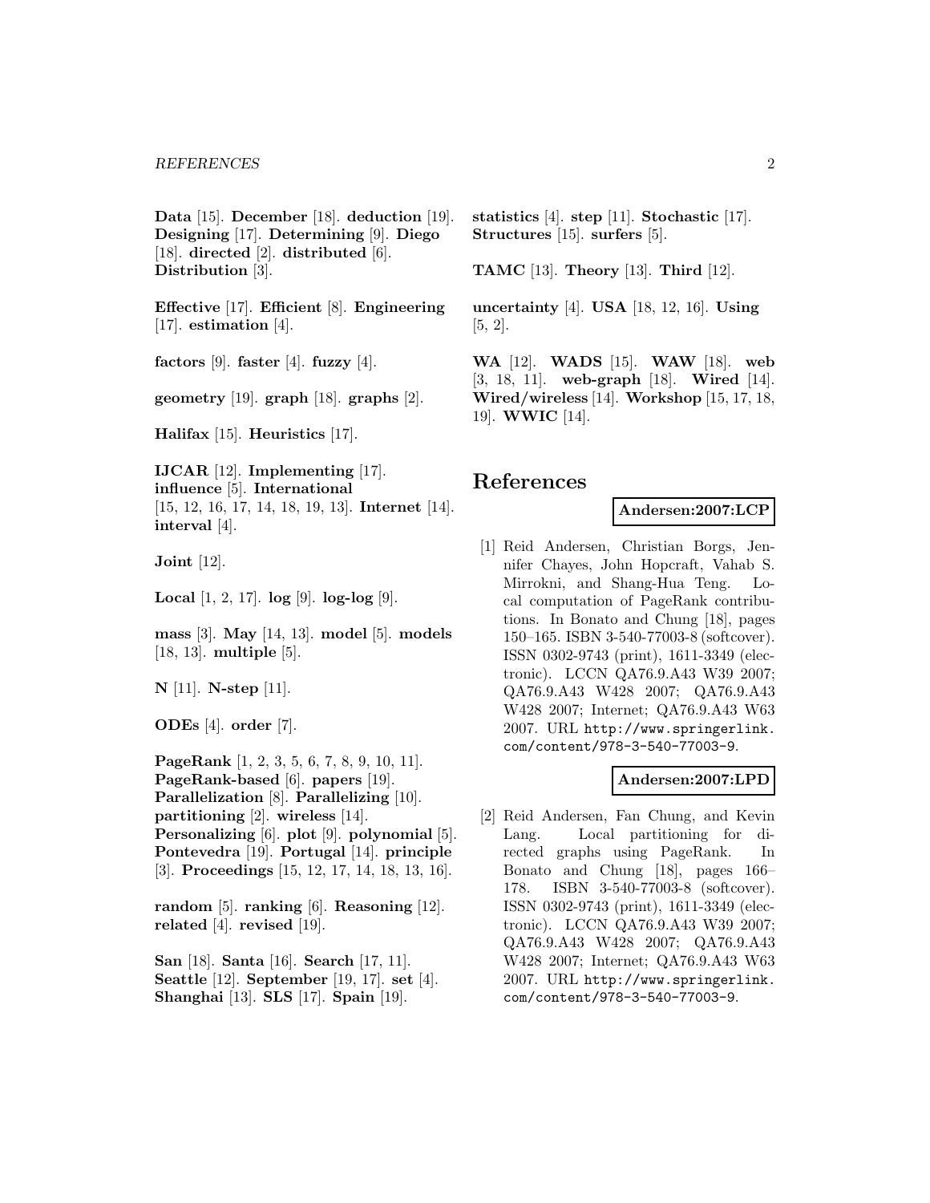**Data** [15]. **December** [18]. **deduction** [19]. **Designing** [17]. **Determining** [9]. **Diego** [18]. **directed** [2]. **distributed** [6]. **Distribution** [3].

**Effective** [17]. **Efficient** [8]. **Engineering** [17]. **estimation** [4].

**factors** [9]. **faster** [4]. **fuzzy** [4].

**geometry** [19]. **graph** [18]. **graphs** [2].

**Halifax** [15]. **Heuristics** [17].

**IJCAR** [12]. **Implementing** [17]. **influence** [5]. **International** [15, 12, 16, 17, 14, 18, 19, 13]. **Internet** [14]. **interval** [4].

**Joint** [12].

**Local** [1, 2, 17]. **log** [9]. **log-log** [9].

**mass** [3]. **May** [14, 13]. **model** [5]. **models** [18, 13]. **multiple** [5].

**N** [11]. **N-step** [11].

**ODEs** [4]. **order** [7].

**PageRank** [1, 2, 3, 5, 6, 7, 8, 9, 10, 11]. **PageRank-based** [6]. **papers** [19]. **Parallelization** [8]. **Parallelizing** [10]. **partitioning** [2]. **wireless** [14]. **Personalizing** [6]. **plot** [9]. **polynomial** [5]. **Pontevedra** [19]. **Portugal** [14]. **principle** [3]. **Proceedings** [15, 12, 17, 14, 18, 13, 16].

**random** [5]. **ranking** [6]. **Reasoning** [12]. **related** [4]. **revised** [19].

**San** [18]. **Santa** [16]. **Search** [17, 11]. **Seattle** [12]. **September** [19, 17]. **set** [4]. **Shanghai** [13]. **SLS** [17]. **Spain** [19].

**statistics** [4]. **step** [11]. **Stochastic** [17]. **Structures** [15]. **surfers** [5].

**TAMC** [13]. **Theory** [13]. **Third** [12].

**uncertainty** [4]. **USA** [18, 12, 16]. **Using** [5, 2].

**WA** [12]. **WADS** [15]. **WAW** [18]. **web** [3, 18, 11]. **web-graph** [18]. **Wired** [14]. **Wired/wireless** [14]. **Workshop** [15, 17, 18, 19]. **WWIC** [14].

# References

**Andersen:2007:LCP**

[1] Reid Andersen, Christian Borgs, Jennifer Chayes, John Hopcraft, Vahab S. Mirrokni, and Shang-Hua Teng. Local computation of PageRank contributions. In Bonato and Chung [18], pages 150–165. ISBN 3-540-77003-8 (softcover). ISSN 0302-9743 (print), 1611-3349 (electronic). LCCN QA76.9.A43 W39 2007; QA76.9.A43 W428 2007; QA76.9.A43 W428 2007; Internet; QA76.9.A43 W63 2007. URL http://www.springerlink.com/content/978-3-540-77003-9.

**Andersen:2007:LPD**

[2] Reid Andersen, Fan Chung, and Kevin Lang. Local partitioning for directed graphs using PageRank. In Bonato and Chung [18], pages 166–178. ISBN 3-540-77003-8 (softcover). ISSN 0302-9743 (print), 1611-3349 (electronic). LCCN QA76.9.A43 W39 2007; QA76.9.A43 W428 2007; QA76.9.A43 W428 2007; Internet; QA76.9.A43 W63 2007. URL http://www.springerlink.com/content/978-3-540-77003-9.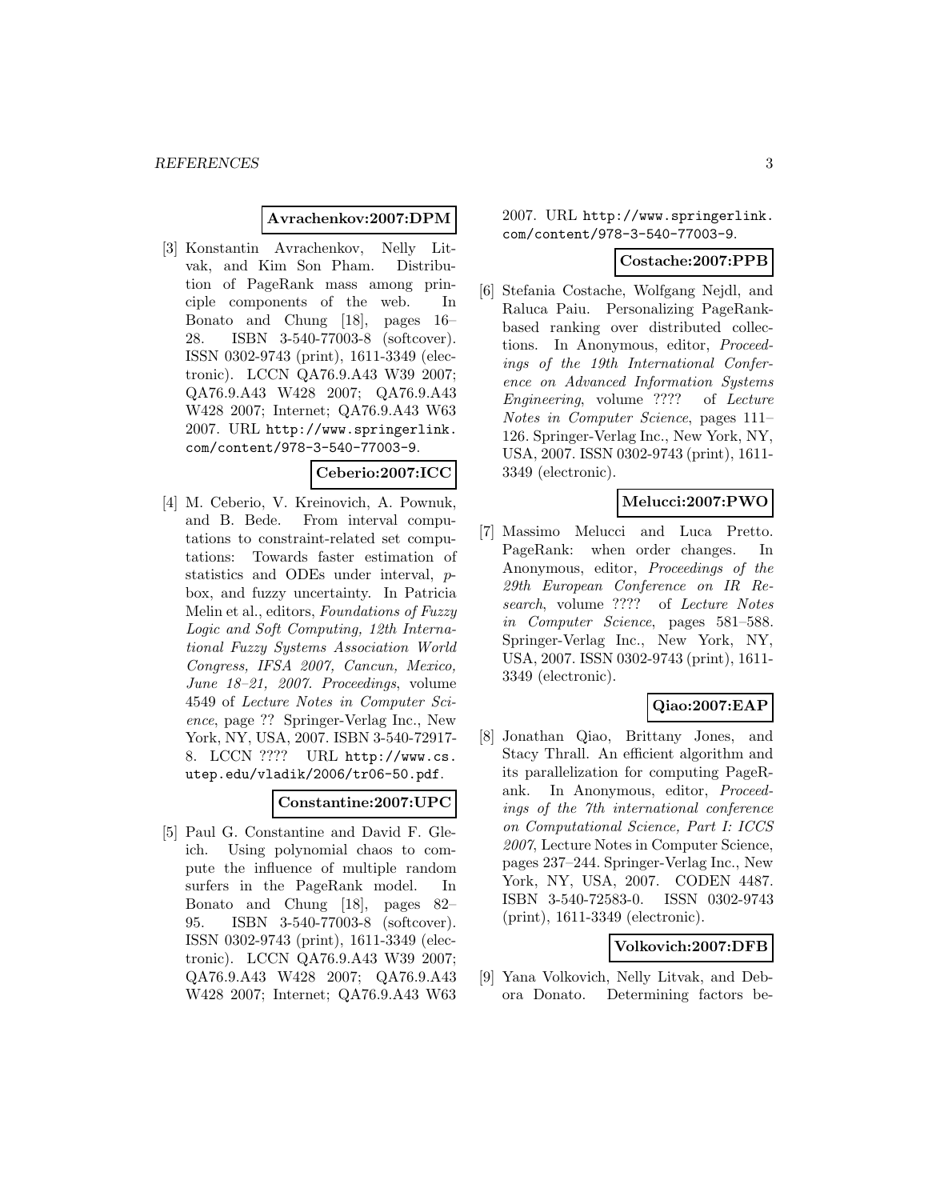**Avrachenkov:2007:DPM**

[3] Konstantin Avrachenkov, Nelly Litvak, and Kim Son Pham. Distribution of PageRank mass among principle components of the web. In Bonato and Chung [18], pages 16–28. ISBN 3-540-77003-8 (softcover). ISSN 0302-9743 (print), 1611-3349 (electronic). LCCN QA76.9.A43 W39 2007; QA76.9.A43 W428 2007; QA76.9.A43 W428 2007; Internet; QA76.9.A43 W63 2007. URL http://www.springerlink.com/content/978-3-540-77003-9.

**Ceberio:2007:ICC**

[4] M. Ceberio, V. Kreinovich, A. Pownuk, and B. Bede. From interval computations to constraint-related set computations: Towards faster estimation of statistics and ODEs under interval, $p$-box, and fuzzy uncertainty. In Patricia Melin et al., editors, *Foundations of Fuzzy Logic and Soft Computing, 12th International Fuzzy Systems Association World Congress, IFSA 2007, Cancun, Mexico, June 18–21, 2007. Proceedings*, volume 4549 of *Lecture Notes in Computer Science*, page ?? Springer-Verlag Inc., New York, NY, USA, 2007. ISBN 3-540-72917-8. LCCN ???? URL http://www.cs.utep.edu/vladik/2006/tr06-50.pdf.

**Constantine:2007:UPC**

[5] Paul G. Constantine and David F. Gleich. Using polynomial chaos to compute the influence of multiple random surfers in the PageRank model. In Bonato and Chung [18], pages 82–95. ISBN 3-540-77003-8 (softcover). ISSN 0302-9743 (print), 1611-3349 (electronic). LCCN QA76.9.A43 W39 2007; QA76.9.A43 W428 2007; QA76.9.A43 W428 2007; Internet; QA76.9.A43 W63 2007. URL http://www.springerlink.com/content/978-3-540-77003-9.

**Costache:2007:PPB**

[6] Stefania Costache, Wolfgang Nejdl, and Raluca Paiu. Personalizing PageRank-based ranking over distributed collections. In Anonymous, editor, *Proceedings of the 19th International Conference on Advanced Information Systems Engineering*, volume ???? of *Lecture Notes in Computer Science*, pages 111–126. Springer-Verlag Inc., New York, NY, USA, 2007. ISSN 0302-9743 (print), 1611-3349 (electronic).

**Melucci:2007:PWO**

[7] Massimo Melucci and Luca Pretto. PageRank: when order changes. In Anonymous, editor, *Proceedings of the 29th European Conference on IR Research*, volume ???? of *Lecture Notes in Computer Science*, pages 581–588. Springer-Verlag Inc., New York, NY, USA, 2007. ISSN 0302-9743 (print), 1611-3349 (electronic).

**Qiao:2007:EAP**

[8] Jonathan Qiao, Brittany Jones, and Stacy Thrall. An efficient algorithm and its parallelization for computing PageRank. In Anonymous, editor, *Proceedings of the 7th international conference on Computational Science, Part I: ICCS 2007*, Lecture Notes in Computer Science, pages 237–244. Springer-Verlag Inc., New York, NY, USA, 2007. CODEN 4487. ISBN 3-540-72583-0. ISSN 0302-9743 (print), 1611-3349 (electronic).

**Volkovich:2007:DFB**

[9] Yana Volkovich, Nelly Litvak, and Debora Donato. Determining factors be-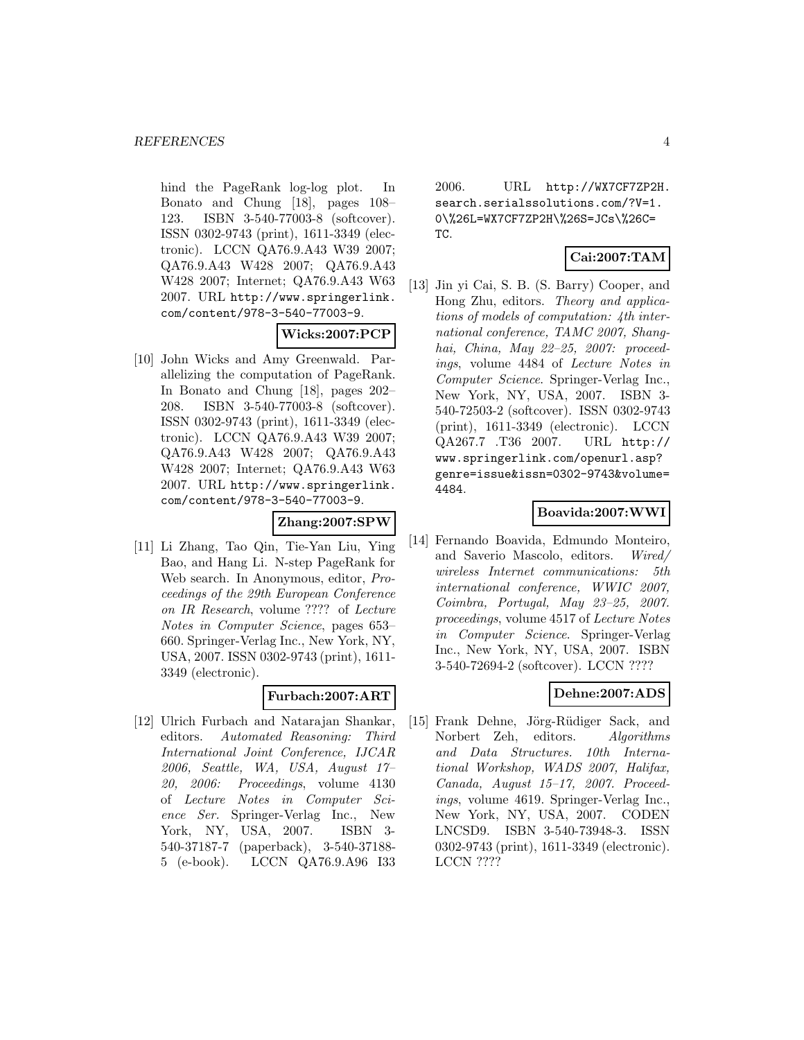hind the PageRank log-log plot. In Bonato and Chung [18], pages 108–123. ISBN 3-540-77003-8 (softcover). ISSN 0302-9743 (print), 1611-3349 (electronic). LCCN QA76.9.A43 W39 2007; QA76.9.A43 W428 2007; QA76.9.A43 W428 2007; Internet; QA76.9.A43 W63 2007. URL http://www.springerlink.com/content/978-3-540-77003-9.

**Wicks:2007:PCP**

[10] John Wicks and Amy Greenwald. Parallelizing the computation of PageRank. In Bonato and Chung [18], pages 202–208. ISBN 3-540-77003-8 (softcover). ISSN 0302-9743 (print), 1611-3349 (electronic). LCCN QA76.9.A43 W39 2007; QA76.9.A43 W428 2007; QA76.9.A43 W428 2007; Internet; QA76.9.A43 W63 2007. URL http://www.springerlink.com/content/978-3-540-77003-9.

**Zhang:2007:SPW**

[11] Li Zhang, Tao Qin, Tie-Yan Liu, Ying Bao, and Hang Li. N-step PageRank for Web search. In Anonymous, editor, *Proceedings of the 29th European Conference on IR Research*, volume ???? of *Lecture Notes in Computer Science*, pages 653–660. Springer-Verlag Inc., New York, NY, USA, 2007. ISSN 0302-9743 (print), 1611-3349 (electronic).

**Furbach:2007:ART**

[12] Ulrich Furbach and Natarajan Shankar, editors. *Automated Reasoning: Third International Joint Conference, IJCAR 2006, Seattle, WA, USA, August 17–20, 2006: Proceedings*, volume 4130 of *Lecture Notes in Computer Science Ser.* Springer-Verlag Inc., New York, NY, USA, 2007. ISBN 3-540-37187-7 (paperback), 3-540-37188-5 (e-book). LCCN QA76.9.A96 I33 2006. URL http://WX7CF7ZP2H.search.serialssolutions.com/?V=1.0\%26L=WX7CF7ZP2H\%26S=JCs\%26C=TC.

**Cai:2007:TAM**

[13] Jin yi Cai, S. B. (S. Barry) Cooper, and Hong Zhu, editors. *Theory and applications of models of computation: 4th international conference, TAMC 2007, Shanghai, China, May 22–25, 2007: proceedings*, volume 4484 of *Lecture Notes in Computer Science*. Springer-Verlag Inc., New York, NY, USA, 2007. ISBN 3-540-72503-2 (softcover). ISSN 0302-9743 (print), 1611-3349 (electronic). LCCN QA267.7 .T36 2007. URL http://www.springerlink.com/openurl.asp?genre=issue&issn=0302-9743&volume=4484.

**Boavida:2007:WWI**

[14] Fernando Boavida, Edmundo Monteiro, and Saverio Mascolo, editors. *Wired/wireless Internet communications: 5th international conference, WWIC 2007, Coimbra, Portugal, May 23–25, 2007. proceedings*, volume 4517 of *Lecture Notes in Computer Science*. Springer-Verlag Inc., New York, NY, USA, 2007. ISBN 3-540-72694-2 (softcover). LCCN ????

**Dehne:2007:ADS**

[15] Frank Dehne, Jörg-Rüdiger Sack, and Norbert Zeh, editors. *Algorithms and Data Structures. 10th International Workshop, WADS 2007, Halifax, Canada, August 15–17, 2007. Proceedings*, volume 4619. Springer-Verlag Inc., New York, NY, USA, 2007. CODEN LNCSD9. ISBN 3-540-73948-3. ISSN 0302-9743 (print), 1611-3349 (electronic). LCCN ????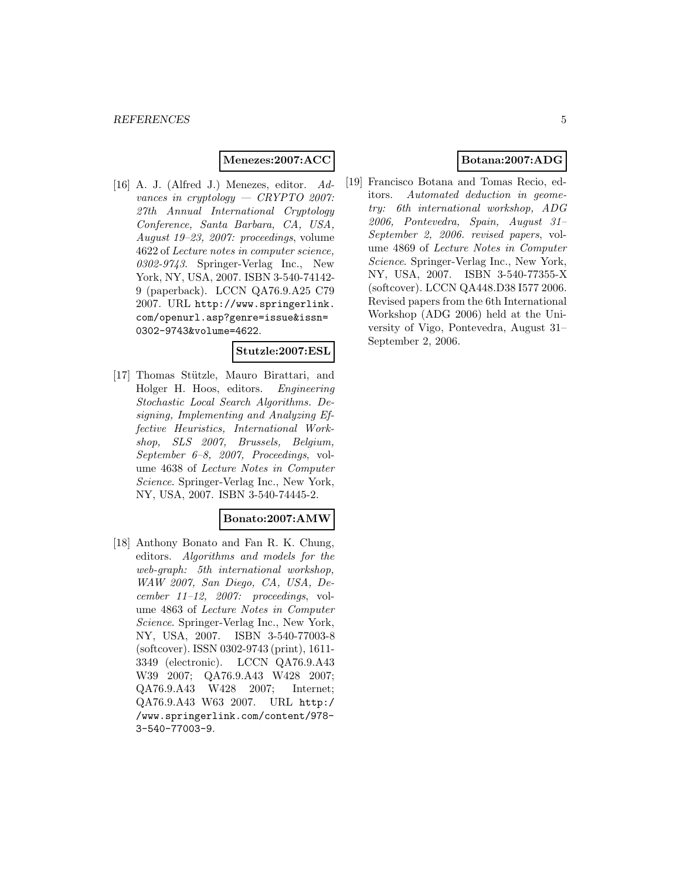**Menezes:2007:ACC**

[16] A. J. (Alfred J.) Menezes, editor. *Advances in cryptology — CRYPTO 2007: 27th Annual International Cryptology Conference, Santa Barbara, CA, USA, August 19–23, 2007: proceedings*, volume 4622 of *Lecture notes in computer science, 0302-9743*. Springer-Verlag Inc., New York, NY, USA, 2007. ISBN 3-540-74142-9 (paperback). LCCN QA76.9.A25 C79 2007. URL http://www.springerlink.com/openurl.asp?genre=issue&issn=0302-9743&volume=4622.

**Stutzle:2007:ESL**

[17] Thomas Stützle, Mauro Birattari, and Holger H. Hoos, editors. *Engineering Stochastic Local Search Algorithms. Designing, Implementing and Analyzing Effective Heuristics, International Workshop, SLS 2007, Brussels, Belgium, September 6–8, 2007, Proceedings*, volume 4638 of *Lecture Notes in Computer Science*. Springer-Verlag Inc., New York, NY, USA, 2007. ISBN 3-540-74445-2.

**Bonato:2007:AMW**

[18] Anthony Bonato and Fan R. K. Chung, editors. *Algorithms and models for the web-graph: 5th international workshop, WAW 2007, San Diego, CA, USA, December 11–12, 2007: proceedings*, volume 4863 of *Lecture Notes in Computer Science*. Springer-Verlag Inc., New York, NY, USA, 2007. ISBN 3-540-77003-8 (softcover). ISSN 0302-9743 (print), 1611-3349 (electronic). LCCN QA76.9.A43 W39 2007; QA76.9.A43 W428 2007; QA76.9.A43 W428 2007; Internet; QA76.9.A43 W63 2007. URL http://www.springerlink.com/content/978-3-540-77003-9.

**Botana:2007:ADG**

[19] Francisco Botana and Tomas Recio, editors. *Automated deduction in geometry: 6th international workshop, ADG 2006, Pontevedra, Spain, August 31–September 2, 2006. revised papers*, volume 4869 of *Lecture Notes in Computer Science*. Springer-Verlag Inc., New York, NY, USA, 2007. ISBN 3-540-77355-X (softcover). LCCN QA448.D38 I577 2006. Revised papers from the 6th International Workshop (ADG 2006) held at the University of Vigo, Pontevedra, August 31–September 2, 2006.